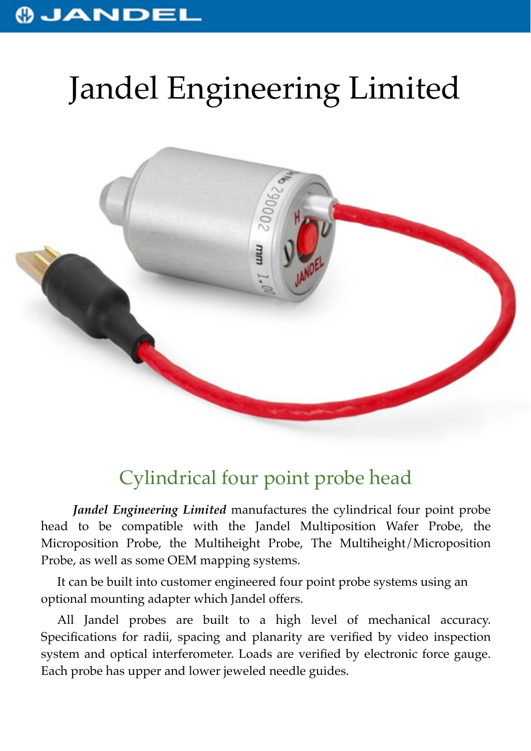# Jandel Engineering Limited

## Cylindrical four point probe head

***Jandel Engineering Limited*** manufactures the cylindrical four point probe head to be compatible with the Jandel Multiposition Wafer Probe, the Microposition Probe, the Multiheight Probe, The Multiheight/Microposition Probe, as well as some OEM mapping systems.

It can be built into customer engineered four point probe systems using an optional mounting adapter which Jandel offers.

All Jandel probes are built to a high level of mechanical accuracy. Specifications for radii, spacing and planarity are verified by video inspection system and optical interferometer. Loads are verified by electronic force gauge. Each probe has upper and lower jeweled needle guides.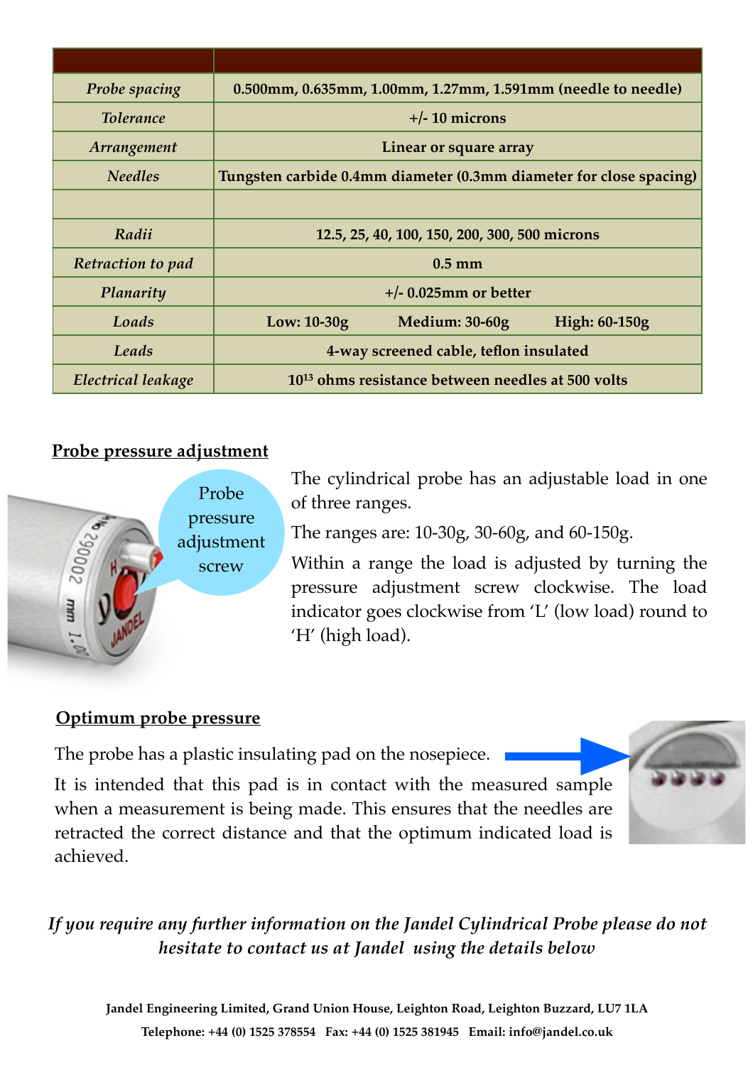| | |
|---|---|
| *Probe spacing* | **0.500mm, 0.635mm, 1.00mm, 1.27mm, 1.591mm (needle to needle)** |
| *Tolerance* | **+/- 10 microns** |
| *Arrangement* | **Linear or square array** |
| *Needles* | **Tungsten carbide 0.4mm diameter (0.3mm diameter for close spacing)** |
| | |
| *Radii* | **12.5, 25, 40, 100, 150, 200, 300, 500 microns** |
| *Retraction to pad* | **0.5 mm** |
| *Planarity* | **+/- 0.025mm or better** |
| *Loads* | **Low: 10-30g Medium: 30-60g High: 60-150g** |
| *Leads* | **4-way screened cable, teflon insulated** |
| *Electrical leakage* | **$10^{13}$ ohms resistance between needles at 500 volts** |

## Probe pressure adjustment

Probe pressure adjustment screw

The cylindrical probe has an adjustable load in one of three ranges.

The ranges are: 10-30g, 30-60g, and 60-150g.

Within a range the load is adjusted by turning the pressure adjustment screw clockwise. The load indicator goes clockwise from 'L' (low load) round to 'H' (high load).

## Optimum probe pressure

The probe has a plastic insulating pad on the nosepiece.

It is intended that this pad is in contact with the measured sample when a measurement is being made. This ensures that the needles are retracted the correct distance and that the optimum indicated load is achieved.

*If you require any further information on the Jandel Cylindrical Probe please do not hesitate to contact us at Jandel using the details below*

**Jandel Engineering Limited, Grand Union House, Leighton Road, Leighton Buzzard, LU7 1LA**

**Telephone: +44 (0) 1525 378554 Fax: +44 (0) 1525 381945 Email: info@jandel.co.uk**